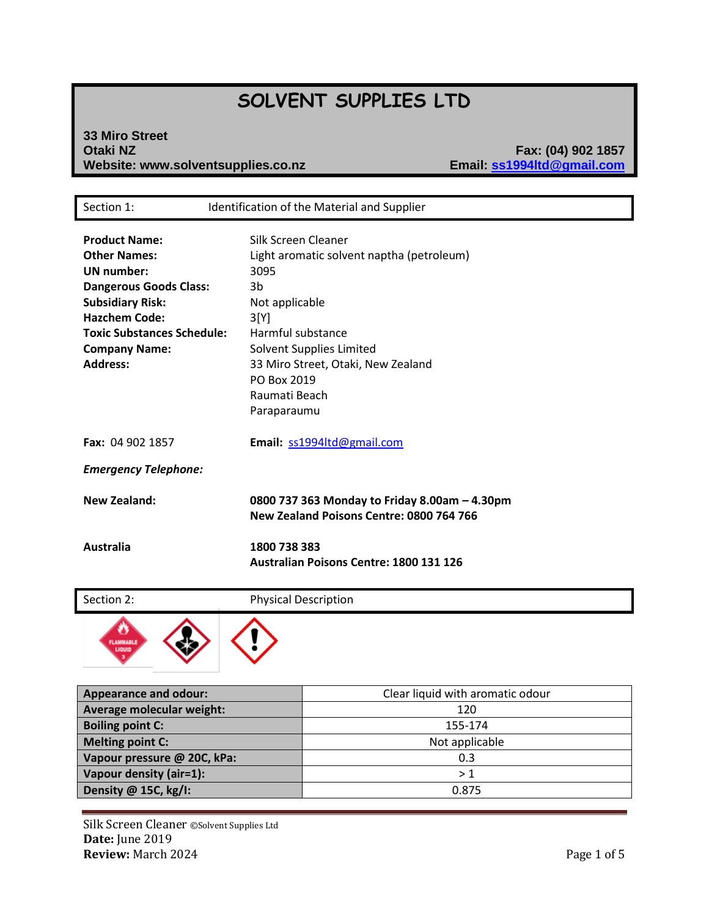# SOLVENT SUPPLIES LTD

**33 Miro Street**
**Otaki NZ**
**Website: www.solventsupplies.co.nz**

**Fax: (04) 902 1857**
**Email: ss1994ltd@gmail.com**

## Section 1: Identification of the Material and Supplier

**Product Name:** Silk Screen Cleaner
**Other Names:** Light aromatic solvent naptha (petroleum)
**UN number:** 3095
**Dangerous Goods Class:** 3b
**Subsidiary Risk:** Not applicable
**Hazchem Code:** 3[Y]
**Toxic Substances Schedule:** Harmful substance
**Company Name:** Solvent Supplies Limited
**Address:** 33 Miro Street, Otaki, New Zealand
PO Box 2019
Raumati Beach
Paraparaumu

**Fax:** 04 902 1857
**Email:** ss1994ltd@gmail.com

***Emergency Telephone:***

**New Zealand:** **0800 737 363 Monday to Friday 8.00am – 4.30pm**
**New Zealand Poisons Centre: 0800 764 766**

**Australia** **1800 738 383**
**Australian Poisons Centre: 1800 131 126**

## Section 2: Physical Description

| | |
|---|---|
| **Appearance and odour:** | Clear liquid with aromatic odour |
| **Average molecular weight:** | 120 |
| **Boiling point C:** | 155-174 |
| **Melting point C:** | Not applicable |
| **Vapour pressure @ 20C, kPa:** | 0.3 |
| **Vapour density (air=1):** | > 1 |
| **Density @ 15C, kg/l:** | 0.875 |

Silk Screen Cleaner ©Solvent Supplies Ltd
**Date:** June 2019
**Review:** March 2024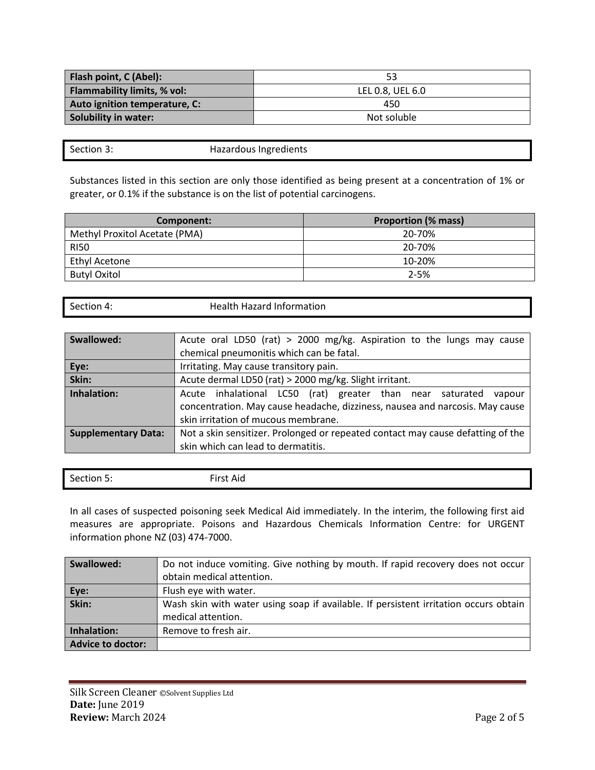| Flash point, C (Abel): | 53 |
| --- | --- |
| Flammability limits, % vol: | LEL 0.8, UEL 6.0 |
| Auto ignition temperature, C: | 450 |
| Solubility in water: | Not soluble |

## Section 3: Hazardous Ingredients

Substances listed in this section are only those identified as being present at a concentration of 1% or greater, or 0.1% if the substance is on the list of potential carcinogens.

| Component: | Proportion (% mass) |
| --- | --- |
| Methyl Proxitol Acetate (PMA) | 20-70% |
| RI50 | 20-70% |
| Ethyl Acetone | 10-20% |
| Butyl Oxitol | 2-5% |

## Section 4: Health Hazard Information

| Swallowed: | Acute oral LD50 (rat) > 2000 mg/kg. Aspiration to the lungs may cause chemical pneumonitis which can be fatal. |
| --- | --- |
| Eye: | Irritating. May cause transitory pain. |
| Skin: | Acute dermal LD50 (rat) > 2000 mg/kg. Slight irritant. |
| Inhalation: | Acute inhalational LC50 (rat) greater than near saturated vapour concentration. May cause headache, dizziness, nausea and narcosis. May cause skin irritation of mucous membrane. |
| Supplementary Data: | Not a skin sensitizer. Prolonged or repeated contact may cause defatting of the skin which can lead to dermatitis. |

## Section 5: First Aid

In all cases of suspected poisoning seek Medical Aid immediately. In the interim, the following first aid measures are appropriate. Poisons and Hazardous Chemicals Information Centre: for URGENT information phone NZ (03) 474-7000.

| Swallowed: | Do not induce vomiting. Give nothing by mouth. If rapid recovery does not occur obtain medical attention. |
| --- | --- |
| Eye: | Flush eye with water. |
| Skin: | Wash skin with water using soap if available. If persistent irritation occurs obtain medical attention. |
| Inhalation: | Remove to fresh air. |
| Advice to doctor: | |

Silk Screen Cleaner ©Solvent Supplies Ltd
**Date:** June 2019
**Review:** March 2024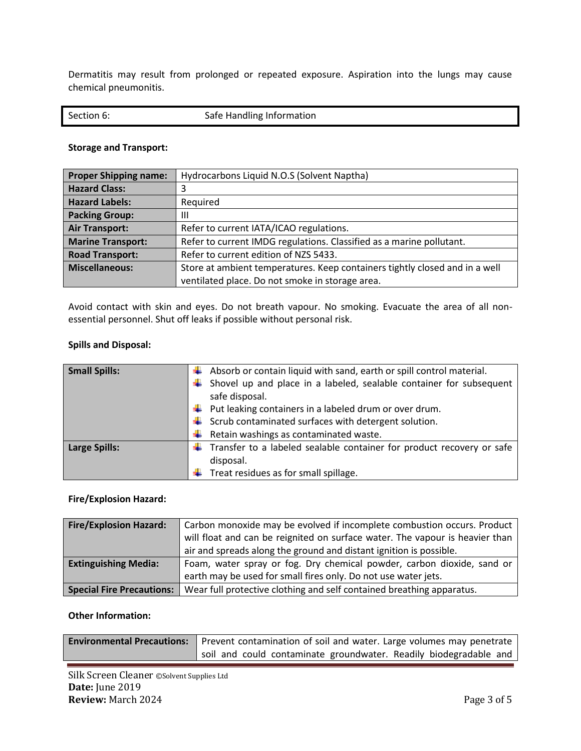Dermatitis may result from prolonged or repeated exposure. Aspiration into the lungs may cause chemical pneumonitis.

## Section 6: Safe Handling Information

**Storage and Transport:**

| | |
|---|---|
| **Proper Shipping name:** | Hydrocarbons Liquid N.O.S (Solvent Naptha) |
| **Hazard Class:** | 3 |
| **Hazard Labels:** | Required |
| **Packing Group:** | III |
| **Air Transport:** | Refer to current IATA/ICAO regulations. |
| **Marine Transport:** | Refer to current IMDG regulations. Classified as a marine pollutant. |
| **Road Transport:** | Refer to current edition of NZS 5433. |
| **Miscellaneous:** | Store at ambient temperatures. Keep containers tightly closed and in a well ventilated place. Do not smoke in storage area. |

Avoid contact with skin and eyes. Do not breath vapour. No smoking. Evacuate the area of all non-essential personnel. Shut off leaks if possible without personal risk.

**Spills and Disposal:**

| | |
|---|---|
| **Small Spills:** | - Absorb or contain liquid with sand, earth or spill control material.<br>- Shovel up and place in a labeled, sealable container for subsequent safe disposal.<br>- Put leaking containers in a labeled drum or over drum.<br>- Scrub contaminated surfaces with detergent solution.<br>- Retain washings as contaminated waste. |
| **Large Spills:** | - Transfer to a labeled sealable container for product recovery or safe disposal.<br>- Treat residues as for small spillage. |

**Fire/Explosion Hazard:**

| | |
|---|---|
| **Fire/Explosion Hazard:** | Carbon monoxide may be evolved if incomplete combustion occurs. Product will float and can be reignited on surface water. The vapour is heavier than air and spreads along the ground and distant ignition is possible. |
| **Extinguishing Media:** | Foam, water spray or fog. Dry chemical powder, carbon dioxide, sand or earth may be used for small fires only. Do not use water jets. |
| **Special Fire Precautions:** | Wear full protective clothing and self contained breathing apparatus. |

**Other Information:**

| | |
|---|---|
| **Environmental Precautions:** | Prevent contamination of soil and water. Large volumes may penetrate soil and could contaminate groundwater. Readily biodegradable and |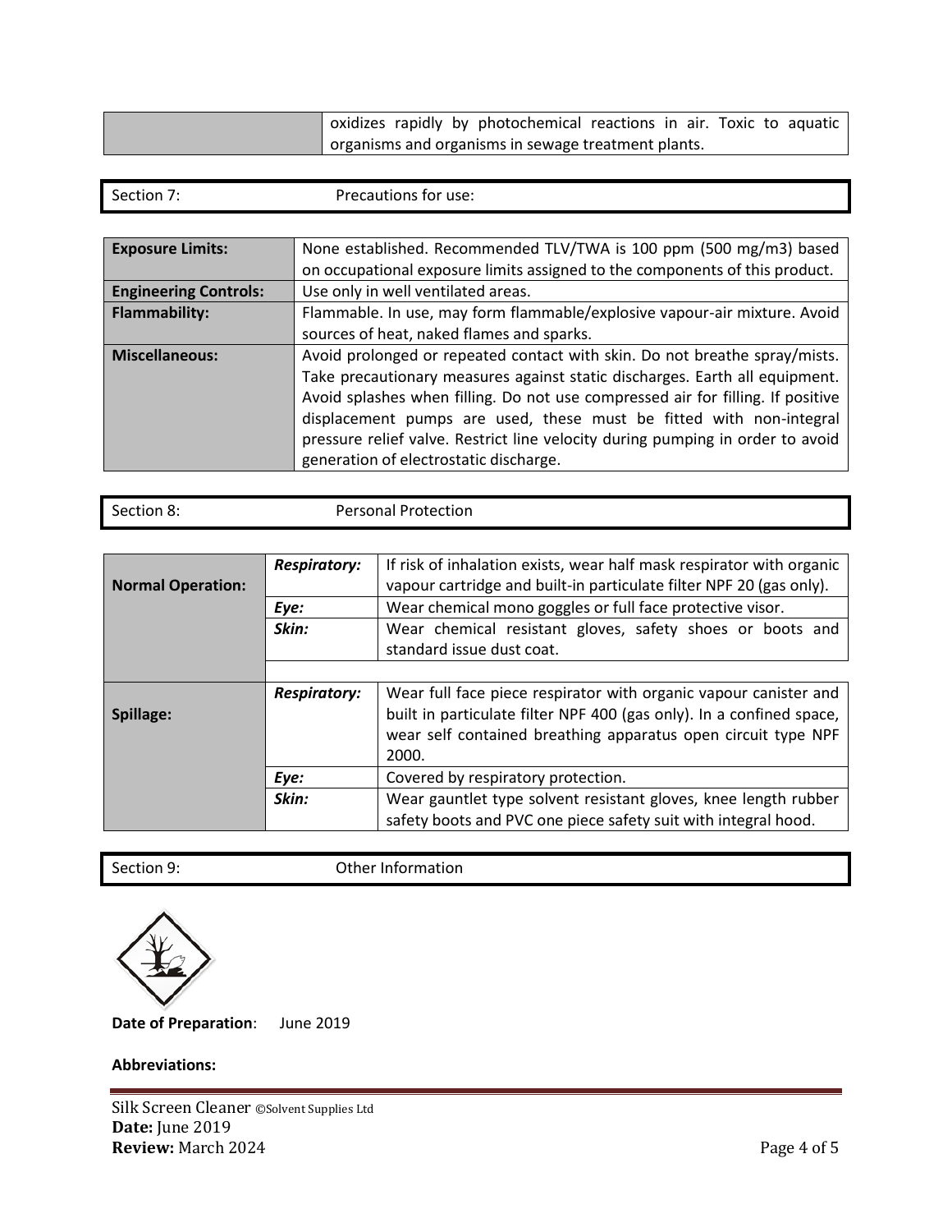| | oxidizes rapidly by photochemical reactions in air. Toxic to aquatic organisms and organisms in sewage treatment plants. |
|---|---|

## Section 7: Precautions for use:

| | |
|---|---|
| **Exposure Limits:** | None established. Recommended TLV/TWA is 100 ppm (500 mg/m3) based on occupational exposure limits assigned to the components of this product. |
| **Engineering Controls:** | Use only in well ventilated areas. |
| **Flammability:** | Flammable. In use, may form flammable/explosive vapour-air mixture. Avoid sources of heat, naked flames and sparks. |
| **Miscellaneous:** | Avoid prolonged or repeated contact with skin. Do not breathe spray/mists. Take precautionary measures against static discharges. Earth all equipment. Avoid splashes when filling. Do not use compressed air for filling. If positive displacement pumps are used, these must be fitted with non-integral pressure relief valve. Restrict line velocity during pumping in order to avoid generation of electrostatic discharge. |

## Section 8: Personal Protection

| | | |
|---|---|---|
| **Normal Operation:** | ***Respiratory:*** | If risk of inhalation exists, wear half mask respirator with organic vapour cartridge and built-in particulate filter NPF 20 (gas only). |
| | ***Eye:*** | Wear chemical mono goggles or full face protective visor. |
| | ***Skin:*** | Wear chemical resistant gloves, safety shoes or boots and standard issue dust coat. |
| **Spillage:** | ***Respiratory:*** | Wear full face piece respirator with organic vapour canister and built in particulate filter NPF 400 (gas only). In a confined space, wear self contained breathing apparatus open circuit type NPF 2000. |
| | ***Eye:*** | Covered by respiratory protection. |
| | ***Skin:*** | Wear gauntlet type solvent resistant gloves, knee length rubber safety boots and PVC one piece safety suit with integral hood. |

## Section 9: Other Information

**Date of Preparation**: June 2019

**Abbreviations:**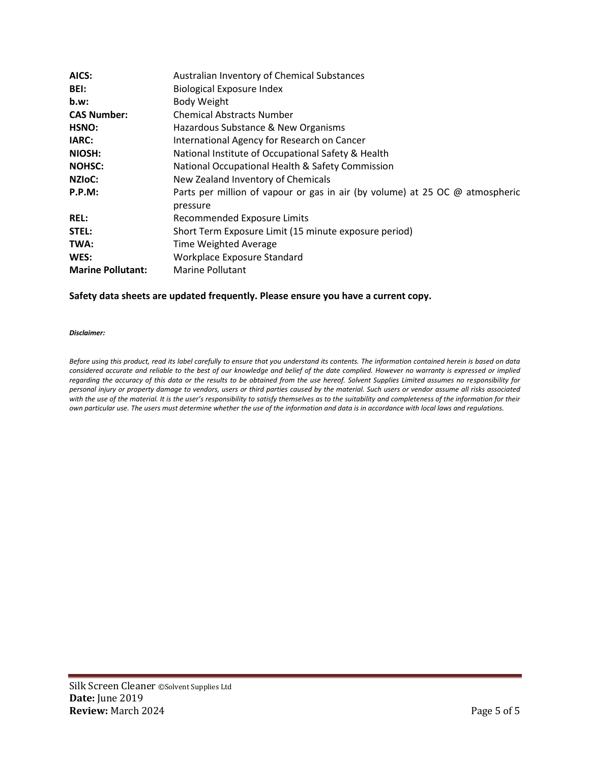| | |
|---|---|
| **AICS:** | Australian Inventory of Chemical Substances |
| **BEI:** | Biological Exposure Index |
| **b.w:** | Body Weight |
| **CAS Number:** | Chemical Abstracts Number |
| **HSNO:** | Hazardous Substance & New Organisms |
| **IARC:** | International Agency for Research on Cancer |
| **NIOSH:** | National Institute of Occupational Safety & Health |
| **NOHSC:** | National Occupational Health & Safety Commission |
| **NZIoC:** | New Zealand Inventory of Chemicals |
| **P.P.M:** | Parts per million of vapour or gas in air (by volume) at 25 OC @ atmospheric pressure |
| **REL:** | Recommended Exposure Limits |
| **STEL:** | Short Term Exposure Limit (15 minute exposure period) |
| **TWA:** | Time Weighted Average |
| **WES:** | Workplace Exposure Standard |
| **Marine Pollutant:** | Marine Pollutant |

**Safety data sheets are updated frequently. Please ensure you have a current copy.**

***Disclaimer:***

*Before using this product, read its label carefully to ensure that you understand its contents. The information contained herein is based on data considered accurate and reliable to the best of our knowledge and belief of the date complied. However no warranty is expressed or implied regarding the accuracy of this data or the results to be obtained from the use hereof. Solvent Supplies Limited assumes no responsibility for personal injury or property damage to vendors, users or third parties caused by the material. Such users or vendor assume all risks associated with the use of the material. It is the user's responsibility to satisfy themselves as to the suitability and completeness of the information for their own particular use. The users must determine whether the use of the information and data is in accordance with local laws and regulations.*